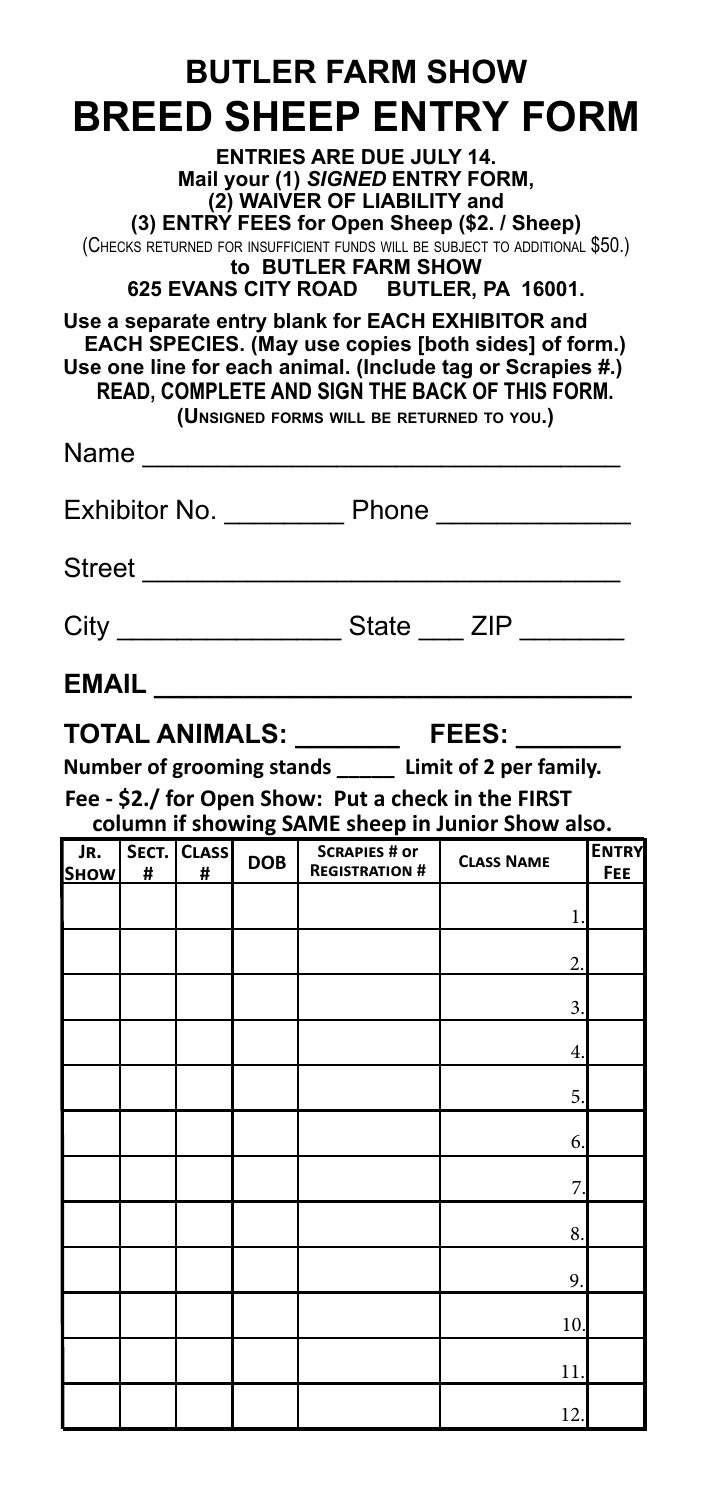# BUTLER FARM SHOW
# BREED SHEEP ENTRY FORM

**ENTRIES ARE DUE JULY 14.**
**Mail your (1) *SIGNED* ENTRY FORM,**
**(2) WAIVER OF LIABILITY and**
**(3) ENTRY FEES for Open Sheep ($2. / Sheep)**
(CHECKS RETURNED FOR INSUFFICIENT FUNDS WILL BE SUBJECT TO ADDITIONAL $50.)
**to BUTLER FARM SHOW**
**625 EVANS CITY ROAD BUTLER, PA 16001.**

**Use a separate entry blank for EACH EXHIBITOR and EACH SPECIES. (May use copies [both sides] of form.)**
**Use one line for each animal. (Include tag or Scrapies #.)**
**READ, COMPLETE AND SIGN THE BACK OF THIS FORM.**
**(UNSIGNED FORMS WILL BE RETURNED TO YOU.)**

Name ________________________________

Exhibitor No. ________ Phone ____________

Street ________________________________

City _______________ State ___ ZIP _______

**EMAIL** ________________________________

**TOTAL ANIMALS: _______ FEES: _______**

**Number of grooming stands _____ Limit of 2 per family.**

**Fee - $2./ for Open Show: Put a check in the FIRST column if showing SAME sheep in Junior Show also.**

| JR. SHOW | SECT. # | CLASS # | DOB | SCRAPIES # or REGISTRATION # | CLASS NAME | ENTRY FEE |
|---|---|---|---|---|---|---|
| | | | | | 1. | |
| | | | | | 2. | |
| | | | | | 3. | |
| | | | | | 4. | |
| | | | | | 5. | |
| | | | | | 6. | |
| | | | | | 7. | |
| | | | | | 8. | |
| | | | | | 9. | |
| | | | | | 10. | |
| | | | | | 11. | |
| | | | | | 12. | |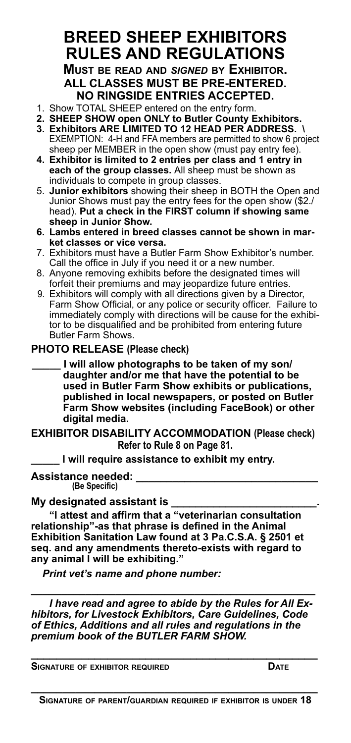# BREED SHEEP EXHIBITORS RULES AND REGULATIONS

### MUST BE READ AND *SIGNED* BY EXHIBITOR.
### ALL CLASSES MUST BE PRE-ENTERED.
### NO RINGSIDE ENTRIES ACCEPTED.

1. Show TOTAL SHEEP entered on the entry form.
2. **SHEEP SHOW open ONLY to Butler County Exhibitors.**
3. **Exhibitors ARE LIMITED TO 12 HEAD PER ADDRESS. \**
   EXEMPTION: 4-H and FFA members are permitted to show 6 project sheep per MEMBER in the open show (must pay entry fee).
4. **Exhibitor is limited to 2 entries per class and 1 entry in each of the group classes.** All sheep must be shown as individuals to compete in group classes.
5. **Junior exhibitors** showing their sheep in BOTH the Open and Junior Shows must pay the entry fees for the open show ($2./head). **Put a check in the FIRST column if showing same sheep in Junior Show.**
6. **Lambs entered in breed classes cannot be shown in market classes or vice versa.**
7. Exhibitors must have a Butler Farm Show Exhibitor's number. Call the office in July if you need it or a new number.
8. Anyone removing exhibits before the designated times will forfeit their premiums and may jeopardize future entries.
9. Exhibitors will comply with all directions given by a Director, Farm Show Official, or any police or security officer. Failure to immediately comply with directions will be cause for the exhibitor to be disqualified and be prohibited from entering future Butler Farm Shows.

**PHOTO RELEASE (Please check)**

**_____ I will allow photographs to be taken of my son/daughter and/or me that have the potential to be used in Butler Farm Show exhibits or publications, published in local newspapers, or posted on Butler Farm Show websites (including FaceBook) or other digital media.**

**EXHIBITOR DISABILITY ACCOMMODATION (Please check)**
**Refer to Rule 8 on Page 81.**

**_____ I will require assistance to exhibit my entry.**

**Assistance needed: ______________________________**
**(Be Specific)**

**My designated assistant is ________________________.**

**"I attest and affirm that a "veterinarian consultation relationship"-as that phrase is defined in the Animal Exhibition Sanitation Law found at 3 Pa.C.S.A. § 2501 et seq. and any amendments thereto-exists with regard to any animal I will be exhibiting."**

***Print vet's name and phone number:***

________________________________________________

***I have read and agree to abide by the Rules for All Exhibitors, for Livestock Exhibitors, Care Guidelines, Code of Ethics, Additions and all rules and regulations in the premium book of the BUTLER FARM SHOW.***

________________________________________________
**SIGNATURE OF EXHIBITOR REQUIRED** **DATE**

________________________________________________
**SIGNATURE OF PARENT/GUARDIAN REQUIRED IF EXHIBITOR IS UNDER 18**